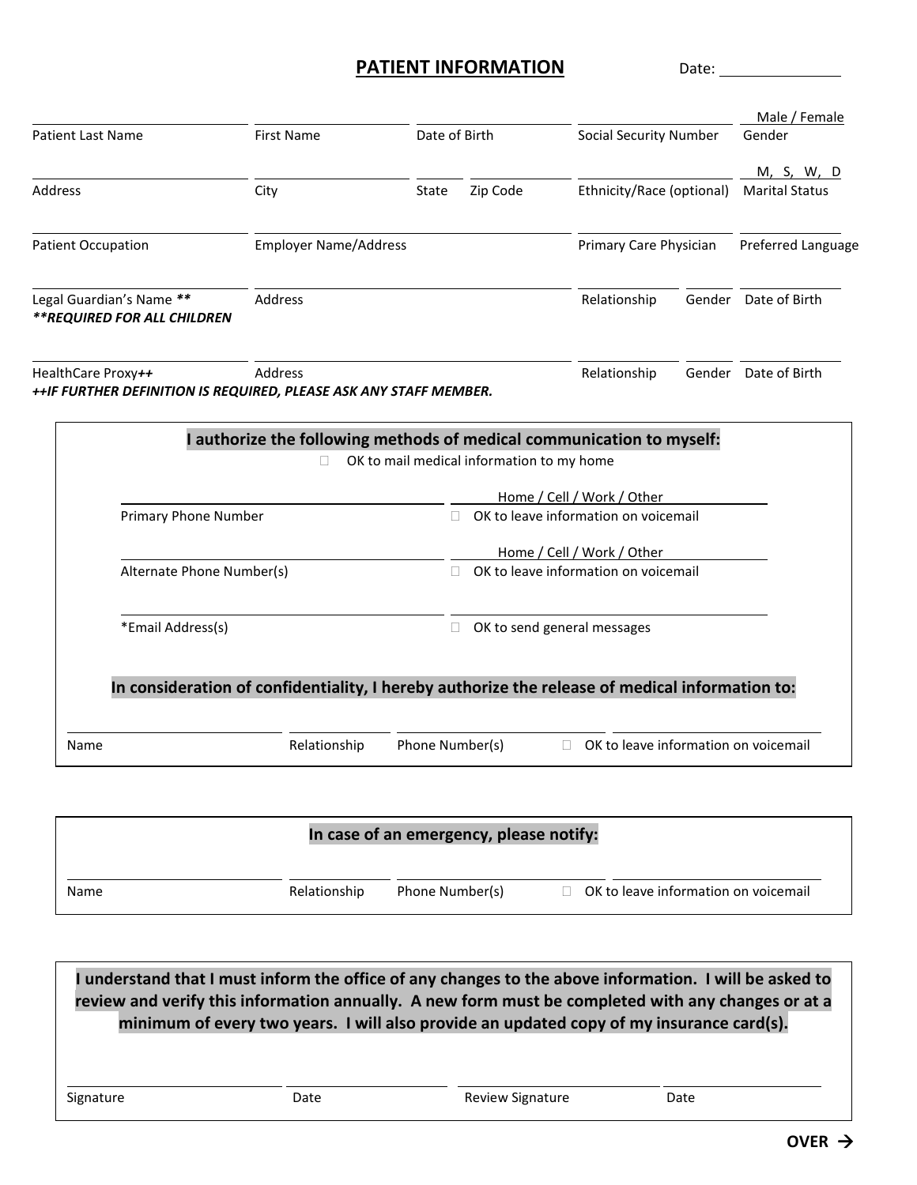## PATIENT INFORMATION

Date: ______________

| Patient Last Name | First Name | Date of Birth | | Social Security Number | Gender (Male / Female) |
|---|---|---|---|---|---|
| Address | City | State | Zip Code | Ethnicity/Race (optional) | Marital Status (M, S, W, D) |
| Patient Occupation | Employer Name/Address | | | Primary Care Physician | Preferred Language |

| Legal Guardian's Name *** | Address | Relationship | Gender | Date of Birth |
|---|---|---|---|---|
| HealthCare Proxy++ | Address | Relationship | Gender | Date of Birth |

*****REQUIRED FOR ALL CHILDREN***

***++IF FURTHER DEFINITION IS REQUIRED, PLEASE ASK ANY STAFF MEMBER.***

---

**I authorize the following methods of medical communication to myself:**

☐ OK to mail medical information to my home

| | |
|---|---|
| Primary Phone Number | Home / Cell / Work / Other<br>☐ OK to leave information on voicemail |
| Alternate Phone Number(s) | Home / Cell / Work / Other<br>☐ OK to leave information on voicemail |
| *Email Address(s) | ☐ OK to send general messages |

**In consideration of confidentiality, I hereby authorize the release of medical information to:**

| Name | Relationship | Phone Number(s) | ☐ OK to leave information on voicemail |
|---|---|---|---|
| | | | |

---

**In case of an emergency, please notify:**

| Name | Relationship | Phone Number(s) | ☐ OK to leave information on voicemail |
|---|---|---|---|
| | | | |

---

**I understand that I must inform the office of any changes to the above information. I will be asked to review and verify this information annually. A new form must be completed with any changes or at a minimum of every two years. I will also provide an updated copy of my insurance card(s).**

| Signature | Date | Review Signature | Date |
|---|---|---|---|
| | | | |

**OVER →**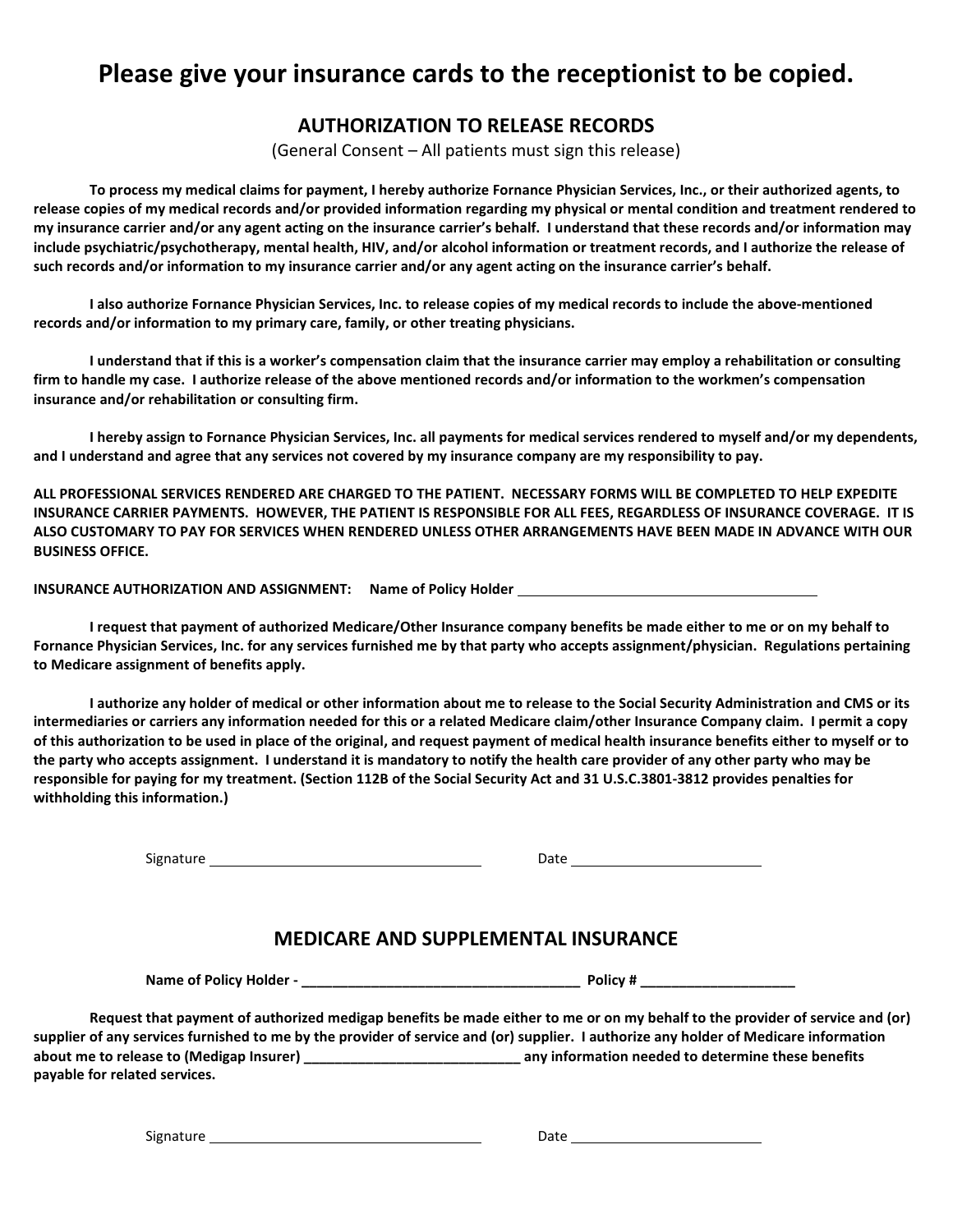# Please give your insurance cards to the receptionist to be copied.

## AUTHORIZATION TO RELEASE RECORDS

(General Consent – All patients must sign this release)

**To process my medical claims for payment, I hereby authorize Fornance Physician Services, Inc., or their authorized agents, to release copies of my medical records and/or provided information regarding my physical or mental condition and treatment rendered to my insurance carrier and/or any agent acting on the insurance carrier's behalf. I understand that these records and/or information may include psychiatric/psychotherapy, mental health, HIV, and/or alcohol information or treatment records, and I authorize the release of such records and/or information to my insurance carrier and/or any agent acting on the insurance carrier's behalf.**

**I also authorize Fornance Physician Services, Inc. to release copies of my medical records to include the above-mentioned records and/or information to my primary care, family, or other treating physicians.**

**I understand that if this is a worker's compensation claim that the insurance carrier may employ a rehabilitation or consulting firm to handle my case. I authorize release of the above mentioned records and/or information to the workmen's compensation insurance and/or rehabilitation or consulting firm.**

**I hereby assign to Fornance Physician Services, Inc. all payments for medical services rendered to myself and/or my dependents, and I understand and agree that any services not covered by my insurance company are my responsibility to pay.**

**ALL PROFESSIONAL SERVICES RENDERED ARE CHARGED TO THE PATIENT. NECESSARY FORMS WILL BE COMPLETED TO HELP EXPEDITE INSURANCE CARRIER PAYMENTS. HOWEVER, THE PATIENT IS RESPONSIBLE FOR ALL FEES, REGARDLESS OF INSURANCE COVERAGE. IT IS ALSO CUSTOMARY TO PAY FOR SERVICES WHEN RENDERED UNLESS OTHER ARRANGEMENTS HAVE BEEN MADE IN ADVANCE WITH OUR BUSINESS OFFICE.**

**INSURANCE AUTHORIZATION AND ASSIGNMENT: Name of Policy Holder** ______________________________

**I request that payment of authorized Medicare/Other Insurance company benefits be made either to me or on my behalf to Fornance Physician Services, Inc. for any services furnished me by that party who accepts assignment/physician. Regulations pertaining to Medicare assignment of benefits apply.**

**I authorize any holder of medical or other information about me to release to the Social Security Administration and CMS or its intermediaries or carriers any information needed for this or a related Medicare claim/other Insurance Company claim. I permit a copy of this authorization to be used in place of the original, and request payment of medical health insurance benefits either to myself or to the party who accepts assignment. I understand it is mandatory to notify the health care provider of any other party who may be responsible for paying for my treatment. (Section 112B of the Social Security Act and 31 U.S.C.3801-3812 provides penalties for withholding this information.)**

Signature ______________________________ Date ____________________

## MEDICARE AND SUPPLEMENTAL INSURANCE

**Name of Policy Holder - ___________________________________ Policy # ___________________**

**Request that payment of authorized medigap benefits be made either to me or on my behalf to the provider of service and (or) supplier of any services furnished to me by the provider of service and (or) supplier. I authorize any holder of Medicare information about me to release to (Medigap Insurer) ___________________________ any information needed to determine these benefits payable for related services.**

Signature ______________________________ Date ____________________